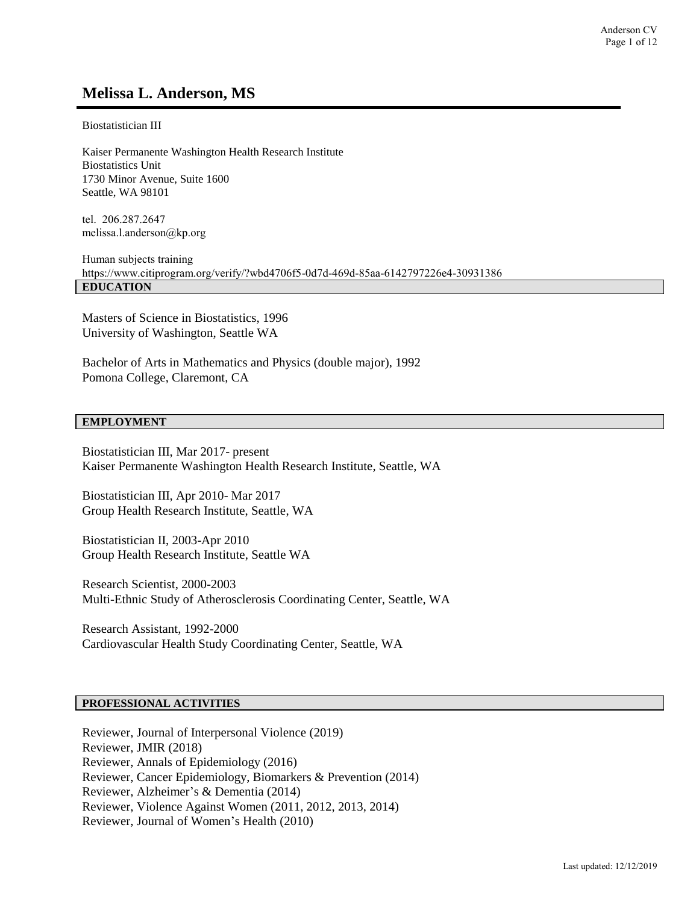# Melissa L. Anderson, MS

Biostatistician III

Kaiser Permanente Washington Health Research Institute
Biostatistics Unit
1730 Minor Avenue, Suite 1600
Seattle, WA 98101

tel. 206.287.2647
melissa.l.anderson@kp.org

Human subjects training
https://www.citiprogram.org/verify/?wbd4706f5-0d7d-469d-85aa-6142797226e4-30931386

## EDUCATION

Masters of Science in Biostatistics, 1996
University of Washington, Seattle WA

Bachelor of Arts in Mathematics and Physics (double major), 1992
Pomona College, Claremont, CA

## EMPLOYMENT

Biostatistician III, Mar 2017- present
Kaiser Permanente Washington Health Research Institute, Seattle, WA

Biostatistician III, Apr 2010- Mar 2017
Group Health Research Institute, Seattle, WA

Biostatistician II, 2003-Apr 2010
Group Health Research Institute, Seattle WA

Research Scientist, 2000-2003
Multi-Ethnic Study of Atherosclerosis Coordinating Center, Seattle, WA

Research Assistant, 1992-2000
Cardiovascular Health Study Coordinating Center, Seattle, WA

## PROFESSIONAL ACTIVITIES

Reviewer, Journal of Interpersonal Violence (2019)
Reviewer, JMIR (2018)
Reviewer, Annals of Epidemiology (2016)
Reviewer, Cancer Epidemiology, Biomarkers & Prevention (2014)
Reviewer, Alzheimer's & Dementia (2014)
Reviewer, Violence Against Women (2011, 2012, 2013, 2014)
Reviewer, Journal of Women's Health (2010)

Last updated: 12/12/2019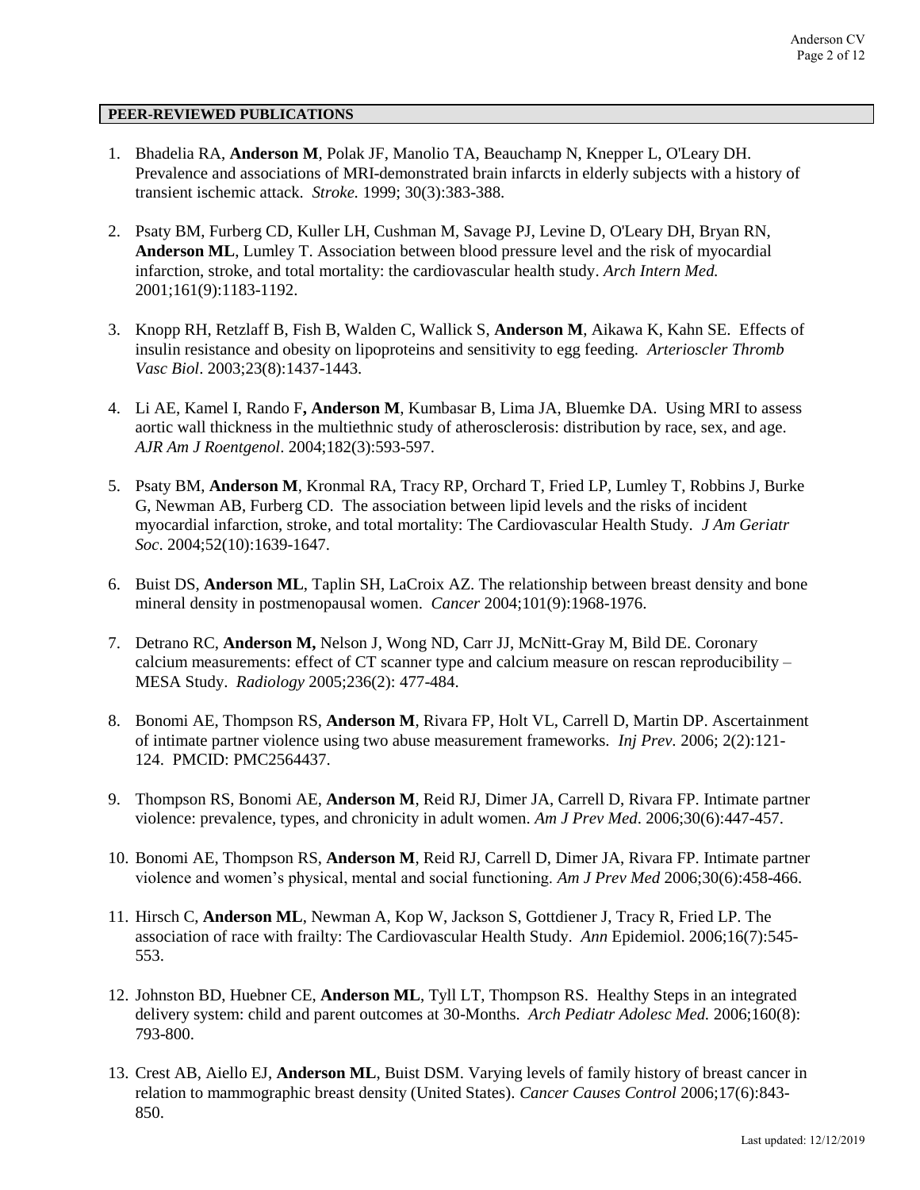## PEER-REVIEWED PUBLICATIONS

1. Bhadelia RA, **Anderson M**, Polak JF, Manolio TA, Beauchamp N, Knepper L, O'Leary DH. Prevalence and associations of MRI-demonstrated brain infarcts in elderly subjects with a history of transient ischemic attack. *Stroke.* 1999; 30(3):383-388.

2. Psaty BM, Furberg CD, Kuller LH, Cushman M, Savage PJ, Levine D, O'Leary DH, Bryan RN, **Anderson ML**, Lumley T. Association between blood pressure level and the risk of myocardial infarction, stroke, and total mortality: the cardiovascular health study. *Arch Intern Med.* 2001;161(9):1183-1192.

3. Knopp RH, Retzlaff B, Fish B, Walden C, Wallick S, **Anderson M**, Aikawa K, Kahn SE. Effects of insulin resistance and obesity on lipoproteins and sensitivity to egg feeding. *Arterioscler Thromb Vasc Biol*. 2003;23(8):1437-1443.

4. Li AE, Kamel I, Rando F**, Anderson M**, Kumbasar B, Lima JA, Bluemke DA. Using MRI to assess aortic wall thickness in the multiethnic study of atherosclerosis: distribution by race, sex, and age. *AJR Am J Roentgenol*. 2004;182(3):593-597.

5. Psaty BM, **Anderson M**, Kronmal RA, Tracy RP, Orchard T, Fried LP, Lumley T, Robbins J, Burke G, Newman AB, Furberg CD. The association between lipid levels and the risks of incident myocardial infarction, stroke, and total mortality: The Cardiovascular Health Study. *J Am Geriatr Soc*. 2004;52(10):1639-1647.

6. Buist DS, **Anderson ML**, Taplin SH, LaCroix AZ. The relationship between breast density and bone mineral density in postmenopausal women. *Cancer* 2004;101(9):1968-1976.

7. Detrano RC, **Anderson M,** Nelson J, Wong ND, Carr JJ, McNitt-Gray M, Bild DE. Coronary calcium measurements: effect of CT scanner type and calcium measure on rescan reproducibility – MESA Study. *Radiology* 2005;236(2): 477-484.

8. Bonomi AE, Thompson RS, **Anderson M**, Rivara FP, Holt VL, Carrell D, Martin DP. Ascertainment of intimate partner violence using two abuse measurement frameworks. *Inj Prev*. 2006; 2(2):121-124. PMCID: PMC2564437.

9. Thompson RS, Bonomi AE, **Anderson M**, Reid RJ, Dimer JA, Carrell D, Rivara FP. Intimate partner violence: prevalence, types, and chronicity in adult women. *Am J Prev Med*. 2006;30(6):447-457.

10. Bonomi AE, Thompson RS, **Anderson M**, Reid RJ, Carrell D, Dimer JA, Rivara FP. Intimate partner violence and women's physical, mental and social functioning. *Am J Prev Med* 2006;30(6):458-466.

11. Hirsch C, **Anderson ML**, Newman A, Kop W, Jackson S, Gottdiener J, Tracy R, Fried LP. The association of race with frailty: The Cardiovascular Health Study. *Ann* Epidemiol. 2006;16(7):545-553.

12. Johnston BD, Huebner CE, **Anderson ML**, Tyll LT, Thompson RS. Healthy Steps in an integrated delivery system: child and parent outcomes at 30-Months. *Arch Pediatr Adolesc Med.* 2006;160(8): 793-800.

13. Crest AB, Aiello EJ, **Anderson ML**, Buist DSM. Varying levels of family history of breast cancer in relation to mammographic breast density (United States). *Cancer Causes Control* 2006;17(6):843-850.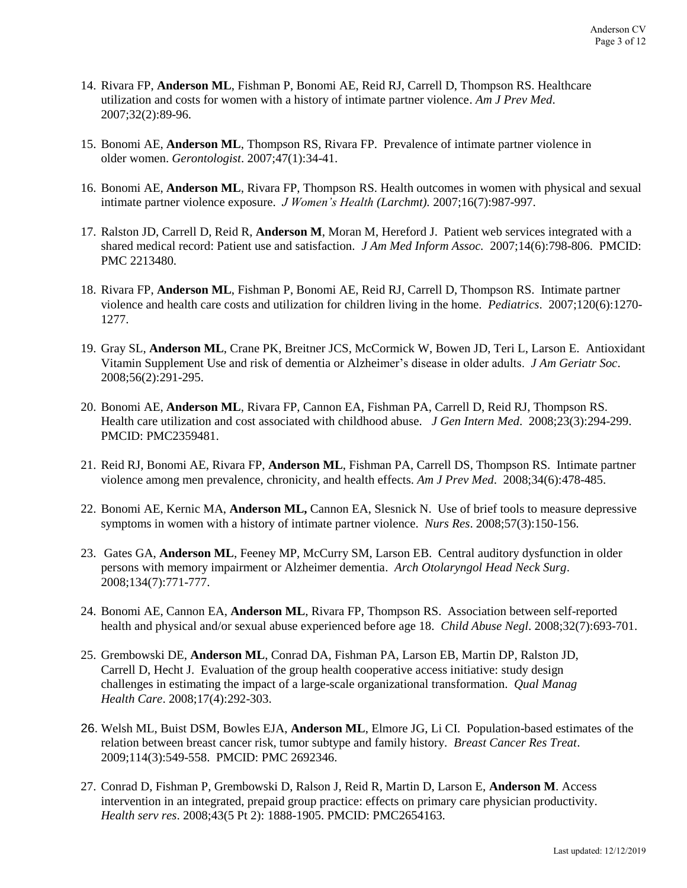14. Rivara FP, **Anderson ML**, Fishman P, Bonomi AE, Reid RJ, Carrell D, Thompson RS. Healthcare utilization and costs for women with a history of intimate partner violence. *Am J Prev Med*. 2007;32(2):89-96.

15. Bonomi AE, **Anderson ML**, Thompson RS, Rivara FP. Prevalence of intimate partner violence in older women. *Gerontologist*. 2007;47(1):34-41.

16. Bonomi AE, **Anderson ML**, Rivara FP, Thompson RS. Health outcomes in women with physical and sexual intimate partner violence exposure. *J Women's Health (Larchmt).* 2007;16(7):987-997.

17. Ralston JD, Carrell D, Reid R, **Anderson M**, Moran M, Hereford J. Patient web services integrated with a shared medical record: Patient use and satisfaction. *J Am Med Inform Assoc.* 2007;14(6):798-806. PMCID: PMC 2213480.

18. Rivara FP, **Anderson ML**, Fishman P, Bonomi AE, Reid RJ, Carrell D, Thompson RS. Intimate partner violence and health care costs and utilization for children living in the home. *Pediatrics*. 2007;120(6):1270-1277.

19. Gray SL, **Anderson ML**, Crane PK, Breitner JCS, McCormick W, Bowen JD, Teri L, Larson E. Antioxidant Vitamin Supplement Use and risk of dementia or Alzheimer's disease in older adults. *J Am Geriatr Soc*. 2008;56(2):291-295.

20. Bonomi AE, **Anderson ML**, Rivara FP, Cannon EA, Fishman PA, Carrell D, Reid RJ, Thompson RS. Health care utilization and cost associated with childhood abuse. *J Gen Intern Med*. 2008;23(3):294-299. PMCID: PMC2359481.

21. Reid RJ, Bonomi AE, Rivara FP, **Anderson ML**, Fishman PA, Carrell DS, Thompson RS. Intimate partner violence among men prevalence, chronicity, and health effects. *Am J Prev Med*. 2008;34(6):478-485.

22. Bonomi AE, Kernic MA, **Anderson ML,** Cannon EA, Slesnick N. Use of brief tools to measure depressive symptoms in women with a history of intimate partner violence. *Nurs Res*. 2008;57(3):150-156.

23. Gates GA, **Anderson ML**, Feeney MP, McCurry SM, Larson EB. Central auditory dysfunction in older persons with memory impairment or Alzheimer dementia. *Arch Otolaryngol Head Neck Surg*. 2008;134(7):771-777.

24. Bonomi AE, Cannon EA, **Anderson ML**, Rivara FP, Thompson RS. Association between self-reported health and physical and/or sexual abuse experienced before age 18. *Child Abuse Negl*. 2008;32(7):693-701.

25. Grembowski DE, **Anderson ML**, Conrad DA, Fishman PA, Larson EB, Martin DP, Ralston JD, Carrell D, Hecht J. Evaluation of the group health cooperative access initiative: study design challenges in estimating the impact of a large-scale organizational transformation. *Qual Manag Health Care*. 2008;17(4):292-303.

26. Welsh ML, Buist DSM, Bowles EJA, **Anderson ML**, Elmore JG, Li CI. Population-based estimates of the relation between breast cancer risk, tumor subtype and family history. *Breast Cancer Res Treat*. 2009;114(3):549-558. PMCID: PMC 2692346.

27. Conrad D, Fishman P, Grembowski D, Ralson J, Reid R, Martin D, Larson E, **Anderson M**. Access intervention in an integrated, prepaid group practice: effects on primary care physician productivity. *Health serv res*. 2008;43(5 Pt 2): 1888-1905. PMCID: PMC2654163.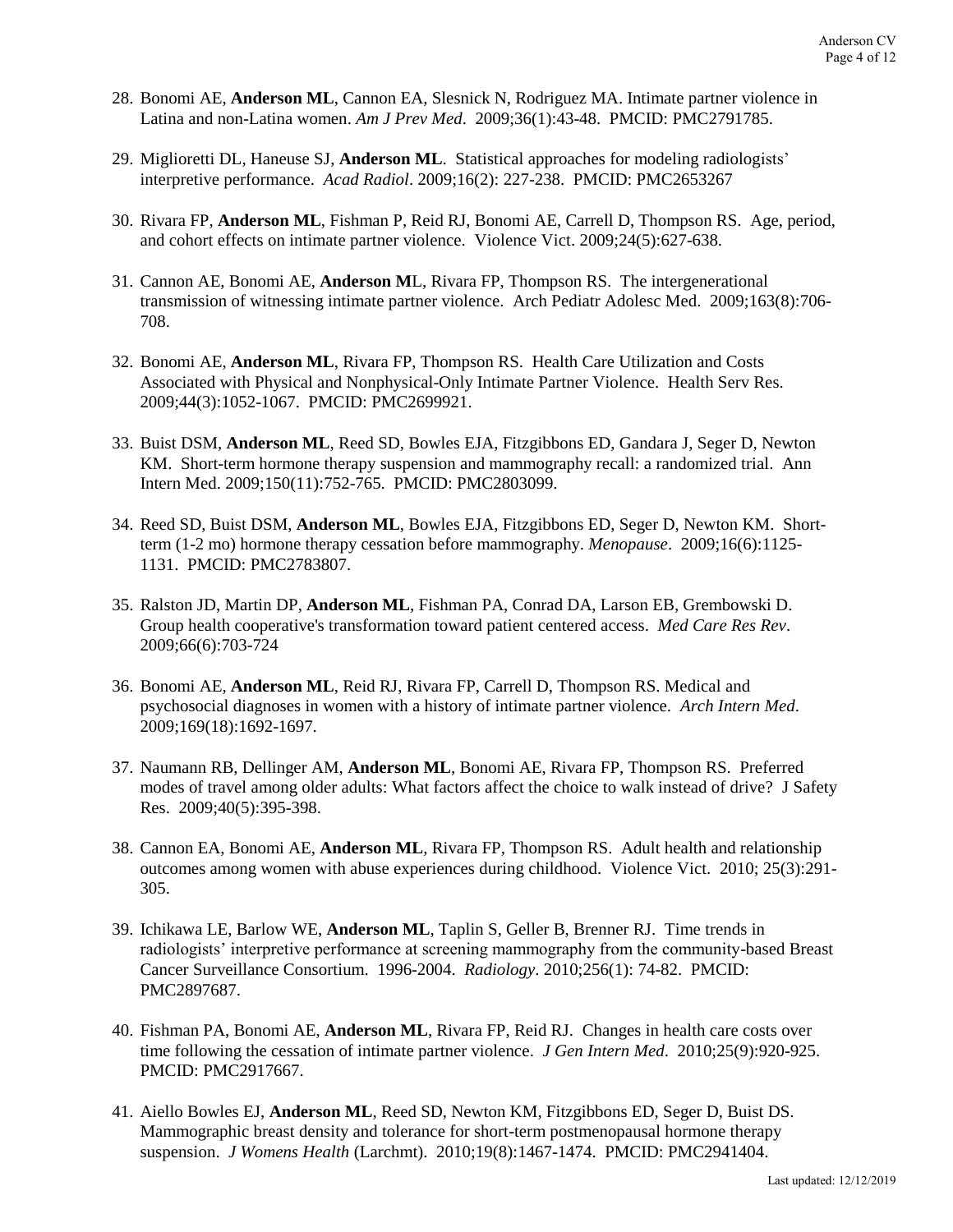28. Bonomi AE, **Anderson ML**, Cannon EA, Slesnick N, Rodriguez MA. Intimate partner violence in Latina and non-Latina women. *Am J Prev Med*. 2009;36(1):43-48. PMCID: PMC2791785.

29. Miglioretti DL, Haneuse SJ, **Anderson ML**. Statistical approaches for modeling radiologists' interpretive performance. *Acad Radiol*. 2009;16(2): 227-238. PMCID: PMC2653267

30. Rivara FP, **Anderson ML**, Fishman P, Reid RJ, Bonomi AE, Carrell D, Thompson RS. Age, period, and cohort effects on intimate partner violence. Violence Vict. 2009;24(5):627-638.

31. Cannon AE, Bonomi AE, **Anderson M**L, Rivara FP, Thompson RS. The intergenerational transmission of witnessing intimate partner violence. Arch Pediatr Adolesc Med. 2009;163(8):706-708.

32. Bonomi AE, **Anderson ML**, Rivara FP, Thompson RS. Health Care Utilization and Costs Associated with Physical and Nonphysical-Only Intimate Partner Violence. Health Serv Res. 2009;44(3):1052-1067. PMCID: PMC2699921.

33. Buist DSM, **Anderson ML**, Reed SD, Bowles EJA, Fitzgibbons ED, Gandara J, Seger D, Newton KM. Short-term hormone therapy suspension and mammography recall: a randomized trial. Ann Intern Med. 2009;150(11):752-765. PMCID: PMC2803099.

34. Reed SD, Buist DSM, **Anderson ML**, Bowles EJA, Fitzgibbons ED, Seger D, Newton KM. Short-term (1-2 mo) hormone therapy cessation before mammography. *Menopause*. 2009;16(6):1125-1131. PMCID: PMC2783807.

35. Ralston JD, Martin DP, **Anderson ML**, Fishman PA, Conrad DA, Larson EB, Grembowski D. Group health cooperative's transformation toward patient centered access. *Med Care Res Rev*. 2009;66(6):703-724

36. Bonomi AE, **Anderson ML**, Reid RJ, Rivara FP, Carrell D, Thompson RS. Medical and psychosocial diagnoses in women with a history of intimate partner violence. *Arch Intern Med*. 2009;169(18):1692-1697.

37. Naumann RB, Dellinger AM, **Anderson ML**, Bonomi AE, Rivara FP, Thompson RS. Preferred modes of travel among older adults: What factors affect the choice to walk instead of drive? J Safety Res. 2009;40(5):395-398.

38. Cannon EA, Bonomi AE, **Anderson ML**, Rivara FP, Thompson RS. Adult health and relationship outcomes among women with abuse experiences during childhood. Violence Vict. 2010; 25(3):291-305.

39. Ichikawa LE, Barlow WE, **Anderson ML**, Taplin S, Geller B, Brenner RJ. Time trends in radiologists' interpretive performance at screening mammography from the community-based Breast Cancer Surveillance Consortium. 1996-2004. *Radiology*. 2010;256(1): 74-82. PMCID: PMC2897687.

40. Fishman PA, Bonomi AE, **Anderson ML**, Rivara FP, Reid RJ. Changes in health care costs over time following the cessation of intimate partner violence. *J Gen Intern Med*. 2010;25(9):920-925. PMCID: PMC2917667.

41. Aiello Bowles EJ, **Anderson ML**, Reed SD, Newton KM, Fitzgibbons ED, Seger D, Buist DS. Mammographic breast density and tolerance for short-term postmenopausal hormone therapy suspension. *J Womens Health* (Larchmt). 2010;19(8):1467-1474. PMCID: PMC2941404.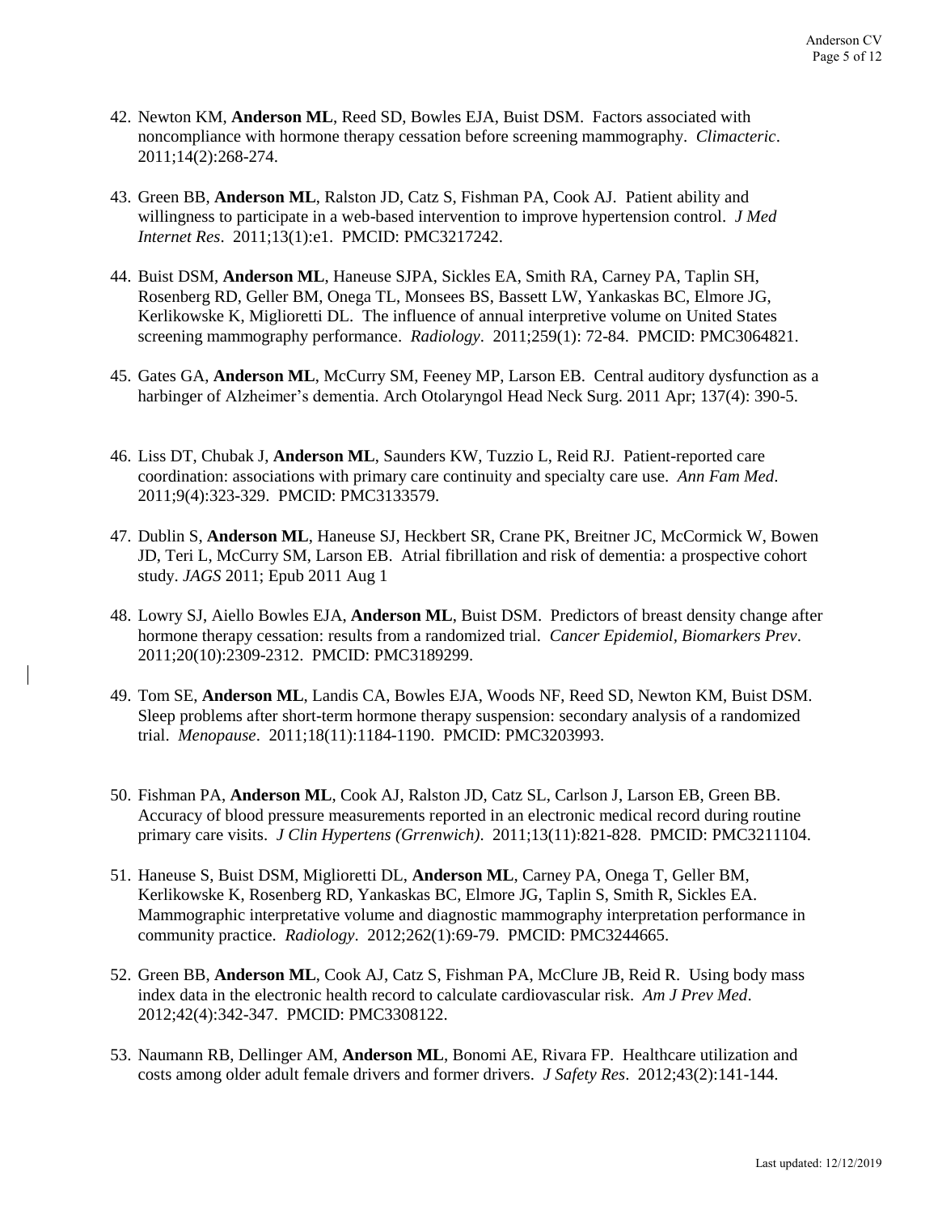42. Newton KM, **Anderson ML**, Reed SD, Bowles EJA, Buist DSM. Factors associated with noncompliance with hormone therapy cessation before screening mammography. *Climacteric*. 2011;14(2):268-274.

43. Green BB, **Anderson ML**, Ralston JD, Catz S, Fishman PA, Cook AJ. Patient ability and willingness to participate in a web-based intervention to improve hypertension control. *J Med Internet Res*. 2011;13(1):e1. PMCID: PMC3217242.

44. Buist DSM, **Anderson ML**, Haneuse SJPA, Sickles EA, Smith RA, Carney PA, Taplin SH, Rosenberg RD, Geller BM, Onega TL, Monsees BS, Bassett LW, Yankaskas BC, Elmore JG, Kerlikowske K, Miglioretti DL. The influence of annual interpretive volume on United States screening mammography performance. *Radiology*. 2011;259(1): 72-84. PMCID: PMC3064821.

45. Gates GA, **Anderson ML**, McCurry SM, Feeney MP, Larson EB. Central auditory dysfunction as a harbinger of Alzheimer's dementia. Arch Otolaryngol Head Neck Surg. 2011 Apr; 137(4): 390-5.

46. Liss DT, Chubak J, **Anderson ML**, Saunders KW, Tuzzio L, Reid RJ. Patient-reported care coordination: associations with primary care continuity and specialty care use. *Ann Fam Med*. 2011;9(4):323-329. PMCID: PMC3133579.

47. Dublin S, **Anderson ML**, Haneuse SJ, Heckbert SR, Crane PK, Breitner JC, McCormick W, Bowen JD, Teri L, McCurry SM, Larson EB. Atrial fibrillation and risk of dementia: a prospective cohort study. *JAGS* 2011; Epub 2011 Aug 1

48. Lowry SJ, Aiello Bowles EJA, **Anderson ML**, Buist DSM. Predictors of breast density change after hormone therapy cessation: results from a randomized trial. *Cancer Epidemiol, Biomarkers Prev*. 2011;20(10):2309-2312. PMCID: PMC3189299.

49. Tom SE, **Anderson ML**, Landis CA, Bowles EJA, Woods NF, Reed SD, Newton KM, Buist DSM. Sleep problems after short-term hormone therapy suspension: secondary analysis of a randomized trial. *Menopause*. 2011;18(11):1184-1190. PMCID: PMC3203993.

50. Fishman PA, **Anderson ML**, Cook AJ, Ralston JD, Catz SL, Carlson J, Larson EB, Green BB. Accuracy of blood pressure measurements reported in an electronic medical record during routine primary care visits. *J Clin Hypertens (Grrenwich)*. 2011;13(11):821-828. PMCID: PMC3211104.

51. Haneuse S, Buist DSM, Miglioretti DL, **Anderson ML**, Carney PA, Onega T, Geller BM, Kerlikowske K, Rosenberg RD, Yankaskas BC, Elmore JG, Taplin S, Smith R, Sickles EA. Mammographic interpretative volume and diagnostic mammography interpretation performance in community practice. *Radiology*. 2012;262(1):69-79. PMCID: PMC3244665.

52. Green BB, **Anderson ML**, Cook AJ, Catz S, Fishman PA, McClure JB, Reid R. Using body mass index data in the electronic health record to calculate cardiovascular risk. *Am J Prev Med*. 2012;42(4):342-347. PMCID: PMC3308122.

53. Naumann RB, Dellinger AM, **Anderson ML**, Bonomi AE, Rivara FP. Healthcare utilization and costs among older adult female drivers and former drivers. *J Safety Res*. 2012;43(2):141-144.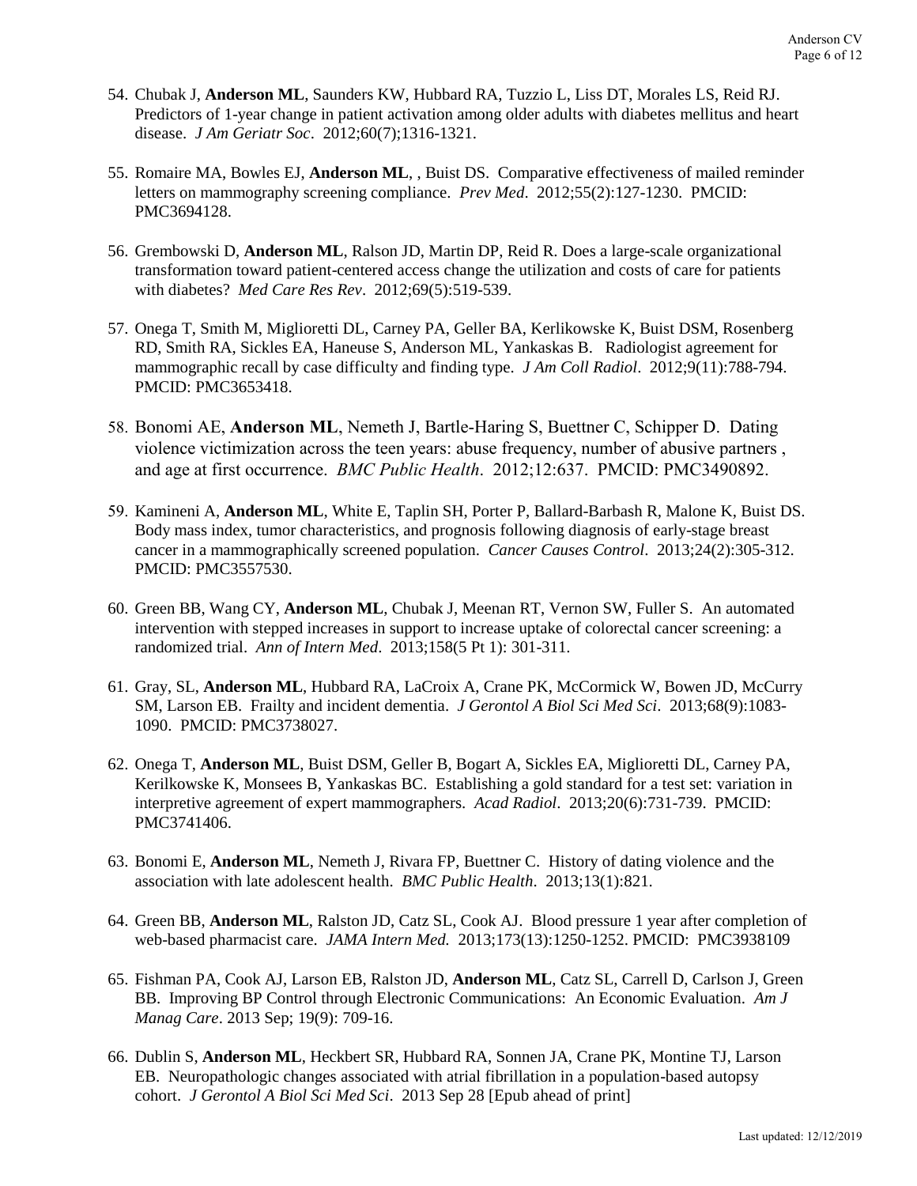54. Chubak J, **Anderson ML**, Saunders KW, Hubbard RA, Tuzzio L, Liss DT, Morales LS, Reid RJ. Predictors of 1-year change in patient activation among older adults with diabetes mellitus and heart disease. *J Am Geriatr Soc*. 2012;60(7);1316-1321.

55. Romaire MA, Bowles EJ, **Anderson ML**, , Buist DS. Comparative effectiveness of mailed reminder letters on mammography screening compliance. *Prev Med*. 2012;55(2):127-1230. PMCID: PMC3694128.

56. Grembowski D, **Anderson ML**, Ralson JD, Martin DP, Reid R. Does a large-scale organizational transformation toward patient-centered access change the utilization and costs of care for patients with diabetes? *Med Care Res Rev*. 2012;69(5):519-539.

57. Onega T, Smith M, Miglioretti DL, Carney PA, Geller BA, Kerlikowske K, Buist DSM, Rosenberg RD, Smith RA, Sickles EA, Haneuse S, Anderson ML, Yankaskas B. Radiologist agreement for mammographic recall by case difficulty and finding type. *J Am Coll Radiol*. 2012;9(11):788-794. PMCID: PMC3653418.

58. Bonomi AE, **Anderson ML**, Nemeth J, Bartle-Haring S, Buettner C, Schipper D. Dating violence victimization across the teen years: abuse frequency, number of abusive partners , and age at first occurrence. *BMC Public Health*. 2012;12:637. PMCID: PMC3490892.

59. Kamineni A, **Anderson ML**, White E, Taplin SH, Porter P, Ballard-Barbash R, Malone K, Buist DS. Body mass index, tumor characteristics, and prognosis following diagnosis of early-stage breast cancer in a mammographically screened population. *Cancer Causes Control*. 2013;24(2):305-312. PMCID: PMC3557530.

60. Green BB, Wang CY, **Anderson ML**, Chubak J, Meenan RT, Vernon SW, Fuller S. An automated intervention with stepped increases in support to increase uptake of colorectal cancer screening: a randomized trial. *Ann of Intern Med*. 2013;158(5 Pt 1): 301-311.

61. Gray, SL, **Anderson ML**, Hubbard RA, LaCroix A, Crane PK, McCormick W, Bowen JD, McCurry SM, Larson EB. Frailty and incident dementia. *J Gerontol A Biol Sci Med Sci*. 2013;68(9):1083-1090. PMCID: PMC3738027.

62. Onega T, **Anderson ML**, Buist DSM, Geller B, Bogart A, Sickles EA, Miglioretti DL, Carney PA, Kerilkowske K, Monsees B, Yankaskas BC. Establishing a gold standard for a test set: variation in interpretive agreement of expert mammographers. *Acad Radiol*. 2013;20(6):731-739. PMCID: PMC3741406.

63. Bonomi E, **Anderson ML**, Nemeth J, Rivara FP, Buettner C. History of dating violence and the association with late adolescent health. *BMC Public Health*. 2013;13(1):821.

64. Green BB, **Anderson ML**, Ralston JD, Catz SL, Cook AJ. Blood pressure 1 year after completion of web-based pharmacist care. *JAMA Intern Med.* 2013;173(13):1250-1252. PMCID: PMC3938109

65. Fishman PA, Cook AJ, Larson EB, Ralston JD, **Anderson ML**, Catz SL, Carrell D, Carlson J, Green BB. Improving BP Control through Electronic Communications: An Economic Evaluation. *Am J Manag Care*. 2013 Sep; 19(9): 709-16.

66. Dublin S, **Anderson ML**, Heckbert SR, Hubbard RA, Sonnen JA, Crane PK, Montine TJ, Larson EB. Neuropathologic changes associated with atrial fibrillation in a population-based autopsy cohort. *J Gerontol A Biol Sci Med Sci*. 2013 Sep 28 [Epub ahead of print]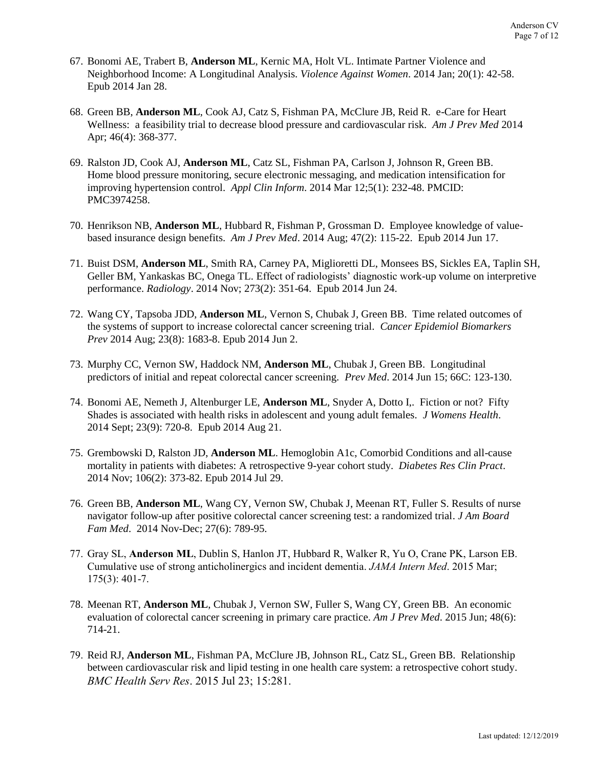67. Bonomi AE, Trabert B, **Anderson ML**, Kernic MA, Holt VL. Intimate Partner Violence and Neighborhood Income: A Longitudinal Analysis. *Violence Against Women*. 2014 Jan; 20(1): 42-58. Epub 2014 Jan 28.

68. Green BB, **Anderson ML**, Cook AJ, Catz S, Fishman PA, McClure JB, Reid R. e-Care for Heart Wellness: a feasibility trial to decrease blood pressure and cardiovascular risk. *Am J Prev Med* 2014 Apr; 46(4): 368-377.

69. Ralston JD, Cook AJ, **Anderson ML**, Catz SL, Fishman PA, Carlson J, Johnson R, Green BB. Home blood pressure monitoring, secure electronic messaging, and medication intensification for improving hypertension control. *Appl Clin Inform*. 2014 Mar 12;5(1): 232-48. PMCID: PMC3974258.

70. Henrikson NB, **Anderson ML**, Hubbard R, Fishman P, Grossman D. Employee knowledge of value-based insurance design benefits. *Am J Prev Med*. 2014 Aug; 47(2): 115-22. Epub 2014 Jun 17.

71. Buist DSM, **Anderson ML**, Smith RA, Carney PA, Miglioretti DL, Monsees BS, Sickles EA, Taplin SH, Geller BM, Yankaskas BC, Onega TL. Effect of radiologists' diagnostic work-up volume on interpretive performance. *Radiology*. 2014 Nov; 273(2): 351-64. Epub 2014 Jun 24.

72. Wang CY, Tapsoba JDD, **Anderson ML**, Vernon S, Chubak J, Green BB. Time related outcomes of the systems of support to increase colorectal cancer screening trial. *Cancer Epidemiol Biomarkers Prev* 2014 Aug; 23(8): 1683-8. Epub 2014 Jun 2.

73. Murphy CC, Vernon SW, Haddock NM, **Anderson ML**, Chubak J, Green BB. Longitudinal predictors of initial and repeat colorectal cancer screening. *Prev Med*. 2014 Jun 15; 66C: 123-130.

74. Bonomi AE, Nemeth J, Altenburger LE, **Anderson ML**, Snyder A, Dotto I,. Fiction or not? Fifty Shades is associated with health risks in adolescent and young adult females. *J Womens Health*. 2014 Sept; 23(9): 720-8. Epub 2014 Aug 21.

75. Grembowski D, Ralston JD, **Anderson ML**. Hemoglobin A1c, Comorbid Conditions and all-cause mortality in patients with diabetes: A retrospective 9-year cohort study. *Diabetes Res Clin Pract*. 2014 Nov; 106(2): 373-82. Epub 2014 Jul 29.

76. Green BB, **Anderson ML**, Wang CY, Vernon SW, Chubak J, Meenan RT, Fuller S. Results of nurse navigator follow-up after positive colorectal cancer screening test: a randomized trial. *J Am Board Fam Med*. 2014 Nov-Dec; 27(6): 789-95.

77. Gray SL, **Anderson ML**, Dublin S, Hanlon JT, Hubbard R, Walker R, Yu O, Crane PK, Larson EB. Cumulative use of strong anticholinergics and incident dementia. *JAMA Intern Med*. 2015 Mar; 175(3): 401-7.

78. Meenan RT, **Anderson ML**, Chubak J, Vernon SW, Fuller S, Wang CY, Green BB. An economic evaluation of colorectal cancer screening in primary care practice. *Am J Prev Med*. 2015 Jun; 48(6): 714-21.

79. Reid RJ, **Anderson ML**, Fishman PA, McClure JB, Johnson RL, Catz SL, Green BB. Relationship between cardiovascular risk and lipid testing in one health care system: a retrospective cohort study. *BMC Health Serv Res*. 2015 Jul 23; 15:281.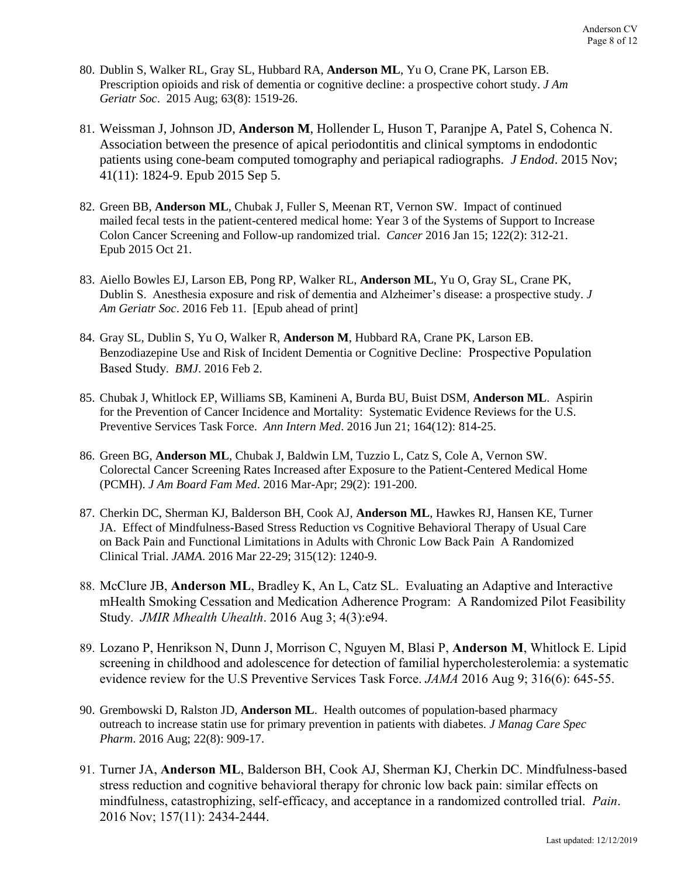80. Dublin S, Walker RL, Gray SL, Hubbard RA, **Anderson ML**, Yu O, Crane PK, Larson EB. Prescription opioids and risk of dementia or cognitive decline: a prospective cohort study. *J Am Geriatr Soc*. 2015 Aug; 63(8): 1519-26.

81. Weissman J, Johnson JD, **Anderson M**, Hollender L, Huson T, Paranjpe A, Patel S, Cohenca N. Association between the presence of apical periodontitis and clinical symptoms in endodontic patients using cone-beam computed tomography and periapical radiographs. *J Endod*. 2015 Nov; 41(11): 1824-9. Epub 2015 Sep 5.

82. Green BB, **Anderson ML**, Chubak J, Fuller S, Meenan RT, Vernon SW. Impact of continued mailed fecal tests in the patient-centered medical home: Year 3 of the Systems of Support to Increase Colon Cancer Screening and Follow-up randomized trial. *Cancer* 2016 Jan 15; 122(2): 312-21. Epub 2015 Oct 21.

83. Aiello Bowles EJ, Larson EB, Pong RP, Walker RL, **Anderson ML**, Yu O, Gray SL, Crane PK, Dublin S. Anesthesia exposure and risk of dementia and Alzheimer's disease: a prospective study. *J Am Geriatr Soc*. 2016 Feb 11. [Epub ahead of print]

84. Gray SL, Dublin S, Yu O, Walker R, **Anderson M**, Hubbard RA, Crane PK, Larson EB. Benzodiazepine Use and Risk of Incident Dementia or Cognitive Decline: Prospective Population Based Study. *BMJ*. 2016 Feb 2.

85. Chubak J, Whitlock EP, Williams SB, Kamineni A, Burda BU, Buist DSM, **Anderson ML**. Aspirin for the Prevention of Cancer Incidence and Mortality: Systematic Evidence Reviews for the U.S. Preventive Services Task Force. *Ann Intern Med*. 2016 Jun 21; 164(12): 814-25.

86. Green BG, **Anderson ML**, Chubak J, Baldwin LM, Tuzzio L, Catz S, Cole A, Vernon SW. Colorectal Cancer Screening Rates Increased after Exposure to the Patient-Centered Medical Home (PCMH). *J Am Board Fam Med*. 2016 Mar-Apr; 29(2): 191-200.

87. Cherkin DC, Sherman KJ, Balderson BH, Cook AJ, **Anderson ML**, Hawkes RJ, Hansen KE, Turner JA. Effect of Mindfulness-Based Stress Reduction vs Cognitive Behavioral Therapy of Usual Care on Back Pain and Functional Limitations in Adults with Chronic Low Back Pain A Randomized Clinical Trial. *JAMA*. 2016 Mar 22-29; 315(12): 1240-9.

88. McClure JB, **Anderson ML**, Bradley K, An L, Catz SL. Evaluating an Adaptive and Interactive mHealth Smoking Cessation and Medication Adherence Program: A Randomized Pilot Feasibility Study. *JMIR Mhealth Uhealth*. 2016 Aug 3; 4(3):e94.

89. Lozano P, Henrikson N, Dunn J, Morrison C, Nguyen M, Blasi P, **Anderson M**, Whitlock E. Lipid screening in childhood and adolescence for detection of familial hypercholesterolemia: a systematic evidence review for the U.S Preventive Services Task Force. *JAMA* 2016 Aug 9; 316(6): 645-55.

90. Grembowski D, Ralston JD, **Anderson ML**. Health outcomes of population-based pharmacy outreach to increase statin use for primary prevention in patients with diabetes. *J Manag Care Spec Pharm*. 2016 Aug; 22(8): 909-17.

91. Turner JA, **Anderson ML**, Balderson BH, Cook AJ, Sherman KJ, Cherkin DC. Mindfulness-based stress reduction and cognitive behavioral therapy for chronic low back pain: similar effects on mindfulness, catastrophizing, self-efficacy, and acceptance in a randomized controlled trial. *Pain*. 2016 Nov; 157(11): 2434-2444.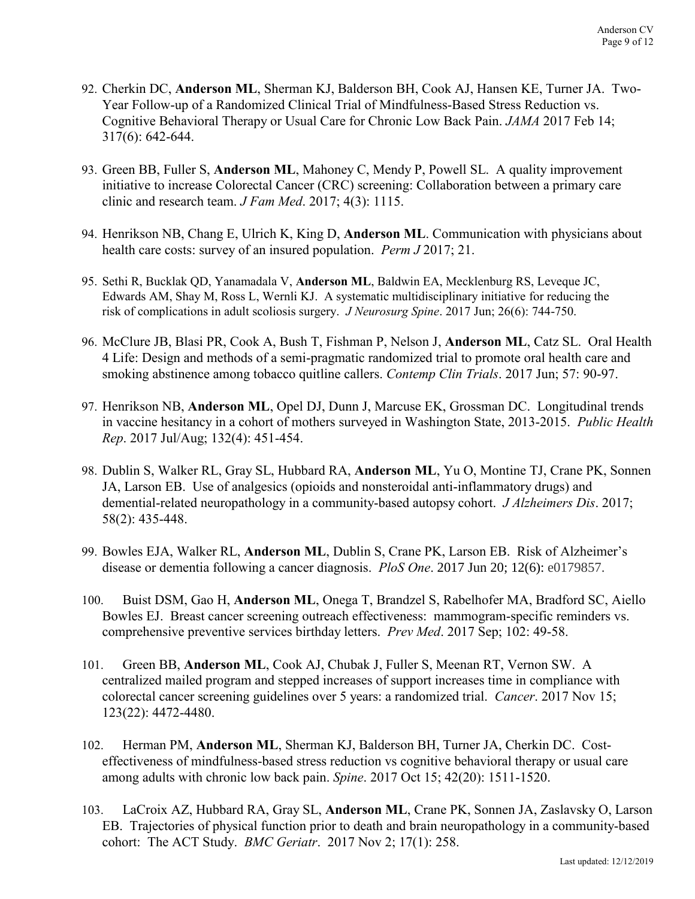92. Cherkin DC, **Anderson ML**, Sherman KJ, Balderson BH, Cook AJ, Hansen KE, Turner JA. Two-Year Follow-up of a Randomized Clinical Trial of Mindfulness-Based Stress Reduction vs. Cognitive Behavioral Therapy or Usual Care for Chronic Low Back Pain. *JAMA* 2017 Feb 14; 317(6): 642-644.

93. Green BB, Fuller S, **Anderson ML**, Mahoney C, Mendy P, Powell SL. A quality improvement initiative to increase Colorectal Cancer (CRC) screening: Collaboration between a primary care clinic and research team. *J Fam Med*. 2017; 4(3): 1115.

94. Henrikson NB, Chang E, Ulrich K, King D, **Anderson ML**. Communication with physicians about health care costs: survey of an insured population. *Perm J* 2017; 21.

95. Sethi R, Bucklak QD, Yanamadala V, **Anderson ML**, Baldwin EA, Mecklenburg RS, Leveque JC, Edwards AM, Shay M, Ross L, Wernli KJ. A systematic multidisciplinary initiative for reducing the risk of complications in adult scoliosis surgery. *J Neurosurg Spine*. 2017 Jun; 26(6): 744-750.

96. McClure JB, Blasi PR, Cook A, Bush T, Fishman P, Nelson J, **Anderson ML**, Catz SL. Oral Health 4 Life: Design and methods of a semi-pragmatic randomized trial to promote oral health care and smoking abstinence among tobacco quitline callers. *Contemp Clin Trials*. 2017 Jun; 57: 90-97.

97. Henrikson NB, **Anderson ML**, Opel DJ, Dunn J, Marcuse EK, Grossman DC. Longitudinal trends in vaccine hesitancy in a cohort of mothers surveyed in Washington State, 2013-2015. *Public Health Rep*. 2017 Jul/Aug; 132(4): 451-454.

98. Dublin S, Walker RL, Gray SL, Hubbard RA, **Anderson ML**, Yu O, Montine TJ, Crane PK, Sonnen JA, Larson EB. Use of analgesics (opioids and nonsteroidal anti-inflammatory drugs) and demential-related neuropathology in a community-based autopsy cohort. *J Alzheimers Dis*. 2017; 58(2): 435-448.

99. Bowles EJA, Walker RL, **Anderson ML**, Dublin S, Crane PK, Larson EB. Risk of Alzheimer's disease or dementia following a cancer diagnosis. *PloS One*. 2017 Jun 20; 12(6): e0179857.

100. Buist DSM, Gao H, **Anderson ML**, Onega T, Brandzel S, Rabelhofer MA, Bradford SC, Aiello Bowles EJ. Breast cancer screening outreach effectiveness: mammogram-specific reminders vs. comprehensive preventive services birthday letters. *Prev Med*. 2017 Sep; 102: 49-58.

101. Green BB, **Anderson ML**, Cook AJ, Chubak J, Fuller S, Meenan RT, Vernon SW. A centralized mailed program and stepped increases of support increases time in compliance with colorectal cancer screening guidelines over 5 years: a randomized trial. *Cancer*. 2017 Nov 15; 123(22): 4472-4480.

102. Herman PM, **Anderson ML**, Sherman KJ, Balderson BH, Turner JA, Cherkin DC. Cost-effectiveness of mindfulness-based stress reduction vs cognitive behavioral therapy or usual care among adults with chronic low back pain. *Spine*. 2017 Oct 15; 42(20): 1511-1520.

103. LaCroix AZ, Hubbard RA, Gray SL, **Anderson ML**, Crane PK, Sonnen JA, Zaslavsky O, Larson EB. Trajectories of physical function prior to death and brain neuropathology in a community-based cohort: The ACT Study. *BMC Geriatr*. 2017 Nov 2; 17(1): 258.

Last updated: 12/12/2019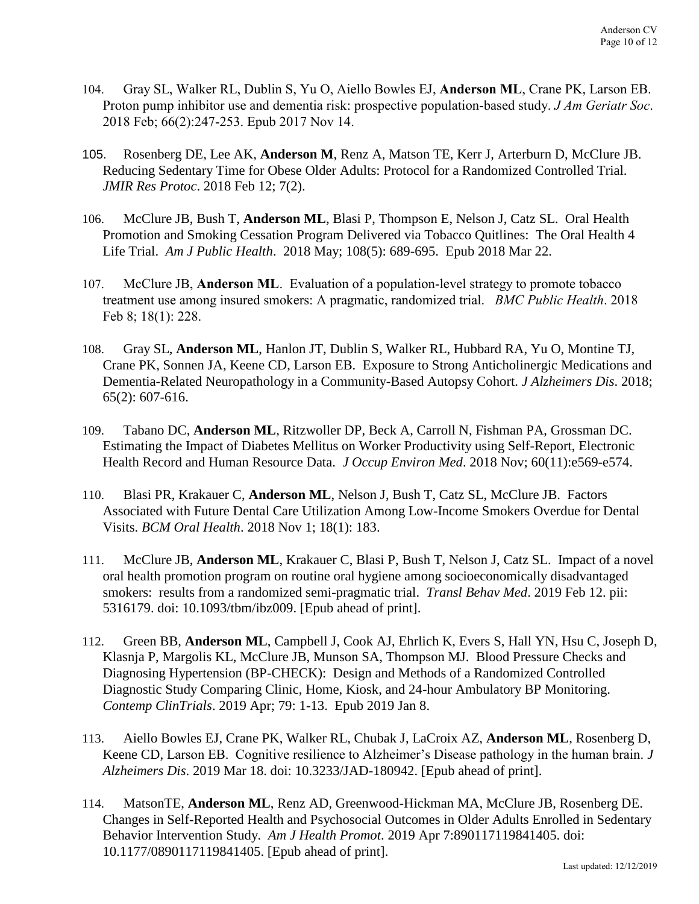104. Gray SL, Walker RL, Dublin S, Yu O, Aiello Bowles EJ, **Anderson ML**, Crane PK, Larson EB. Proton pump inhibitor use and dementia risk: prospective population-based study. *J Am Geriatr Soc*. 2018 Feb; 66(2):247-253. Epub 2017 Nov 14.

105. Rosenberg DE, Lee AK, **Anderson M**, Renz A, Matson TE, Kerr J, Arterburn D, McClure JB. Reducing Sedentary Time for Obese Older Adults: Protocol for a Randomized Controlled Trial. *JMIR Res Protoc*. 2018 Feb 12; 7(2).

106. McClure JB, Bush T, **Anderson ML**, Blasi P, Thompson E, Nelson J, Catz SL. Oral Health Promotion and Smoking Cessation Program Delivered via Tobacco Quitlines: The Oral Health 4 Life Trial. *Am J Public Health*. 2018 May; 108(5): 689-695. Epub 2018 Mar 22.

107. McClure JB, **Anderson ML**. Evaluation of a population-level strategy to promote tobacco treatment use among insured smokers: A pragmatic, randomized trial. *BMC Public Health*. 2018 Feb 8; 18(1): 228.

108. Gray SL, **Anderson ML**, Hanlon JT, Dublin S, Walker RL, Hubbard RA, Yu O, Montine TJ, Crane PK, Sonnen JA, Keene CD, Larson EB. Exposure to Strong Anticholinergic Medications and Dementia-Related Neuropathology in a Community-Based Autopsy Cohort. *J Alzheimers Dis*. 2018; 65(2): 607-616.

109. Tabano DC, **Anderson ML**, Ritzwoller DP, Beck A, Carroll N, Fishman PA, Grossman DC. Estimating the Impact of Diabetes Mellitus on Worker Productivity using Self-Report, Electronic Health Record and Human Resource Data. *J Occup Environ Med*. 2018 Nov; 60(11):e569-e574.

110. Blasi PR, Krakauer C, **Anderson ML**, Nelson J, Bush T, Catz SL, McClure JB. Factors Associated with Future Dental Care Utilization Among Low-Income Smokers Overdue for Dental Visits. *BCM Oral Health*. 2018 Nov 1; 18(1): 183.

111. McClure JB, **Anderson ML**, Krakauer C, Blasi P, Bush T, Nelson J, Catz SL. Impact of a novel oral health promotion program on routine oral hygiene among socioeconomically disadvantaged smokers: results from a randomized semi-pragmatic trial. *Transl Behav Med*. 2019 Feb 12. pii: 5316179. doi: 10.1093/tbm/ibz009. [Epub ahead of print].

112. Green BB, **Anderson ML**, Campbell J, Cook AJ, Ehrlich K, Evers S, Hall YN, Hsu C, Joseph D, Klasnja P, Margolis KL, McClure JB, Munson SA, Thompson MJ. Blood Pressure Checks and Diagnosing Hypertension (BP-CHECK): Design and Methods of a Randomized Controlled Diagnostic Study Comparing Clinic, Home, Kiosk, and 24-hour Ambulatory BP Monitoring. *Contemp ClinTrials*. 2019 Apr; 79: 1-13. Epub 2019 Jan 8.

113. Aiello Bowles EJ, Crane PK, Walker RL, Chubak J, LaCroix AZ, **Anderson ML**, Rosenberg D, Keene CD, Larson EB. Cognitive resilience to Alzheimer's Disease pathology in the human brain. *J Alzheimers Dis*. 2019 Mar 18. doi: 10.3233/JAD-180942. [Epub ahead of print].

114. MatsonTE, **Anderson ML**, Renz AD, Greenwood-Hickman MA, McClure JB, Rosenberg DE. Changes in Self-Reported Health and Psychosocial Outcomes in Older Adults Enrolled in Sedentary Behavior Intervention Study. *Am J Health Promot*. 2019 Apr 7:890117119841405. doi: 10.1177/0890117119841405. [Epub ahead of print].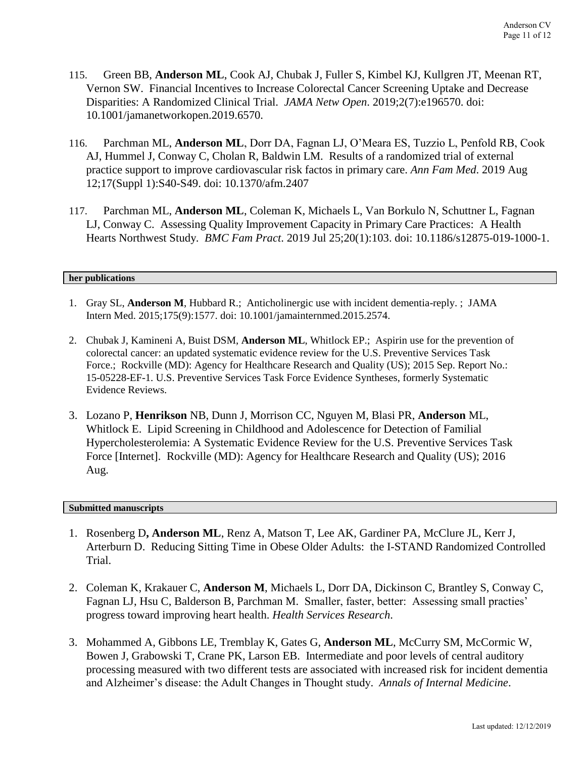115. Green BB, **Anderson ML**, Cook AJ, Chubak J, Fuller S, Kimbel KJ, Kullgren JT, Meenan RT, Vernon SW. Financial Incentives to Increase Colorectal Cancer Screening Uptake and Decrease Disparities: A Randomized Clinical Trial. *JAMA Netw Open*. 2019;2(7):e196570. doi: 10.1001/jamanetworkopen.2019.6570.

116. Parchman ML, **Anderson ML**, Dorr DA, Fagnan LJ, O'Meara ES, Tuzzio L, Penfold RB, Cook AJ, Hummel J, Conway C, Cholan R, Baldwin LM. Results of a randomized trial of external practice support to improve cardiovascular risk factos in primary care. *Ann Fam Med*. 2019 Aug 12;17(Suppl 1):S40-S49. doi: 10.1370/afm.2407

117. Parchman ML, **Anderson ML**, Coleman K, Michaels L, Van Borkulo N, Schuttner L, Fagnan LJ, Conway C. Assessing Quality Improvement Capacity in Primary Care Practices: A Health Hearts Northwest Study. *BMC Fam Pract*. 2019 Jul 25;20(1):103. doi: 10.1186/s12875-019-1000-1.

## her publications

1. Gray SL, **Anderson M**, Hubbard R.; Anticholinergic use with incident dementia-reply. ; JAMA Intern Med. 2015;175(9):1577. doi: 10.1001/jamainternmed.2015.2574.

2. Chubak J, Kamineni A, Buist DSM, **Anderson ML**, Whitlock EP.; Aspirin use for the prevention of colorectal cancer: an updated systematic evidence review for the U.S. Preventive Services Task Force.; Rockville (MD): Agency for Healthcare Research and Quality (US); 2015 Sep. Report No.: 15-05228-EF-1. U.S. Preventive Services Task Force Evidence Syntheses, formerly Systematic Evidence Reviews.

3. Lozano P, **Henrikson** NB, Dunn J, Morrison CC, Nguyen M, Blasi PR, **Anderson** ML, Whitlock E. Lipid Screening in Childhood and Adolescence for Detection of Familial Hypercholesterolemia: A Systematic Evidence Review for the U.S. Preventive Services Task Force [Internet]. Rockville (MD): Agency for Healthcare Research and Quality (US); 2016 Aug.

## Submitted manuscripts

1. Rosenberg D**, Anderson ML**, Renz A, Matson T, Lee AK, Gardiner PA, McClure JL, Kerr J, Arterburn D. Reducing Sitting Time in Obese Older Adults: the I-STAND Randomized Controlled Trial.

2. Coleman K, Krakauer C, **Anderson M**, Michaels L, Dorr DA, Dickinson C, Brantley S, Conway C, Fagnan LJ, Hsu C, Balderson B, Parchman M. Smaller, faster, better: Assessing small practies' progress toward improving heart health. *Health Services Research*.

3. Mohammed A, Gibbons LE, Tremblay K, Gates G, **Anderson ML**, McCurry SM, McCormic W, Bowen J, Grabowski T, Crane PK, Larson EB. Intermediate and poor levels of central auditory processing measured with two different tests are associated with increased risk for incident dementia and Alzheimer's disease: the Adult Changes in Thought study. *Annals of Internal Medicine*.

Last updated: 12/12/2019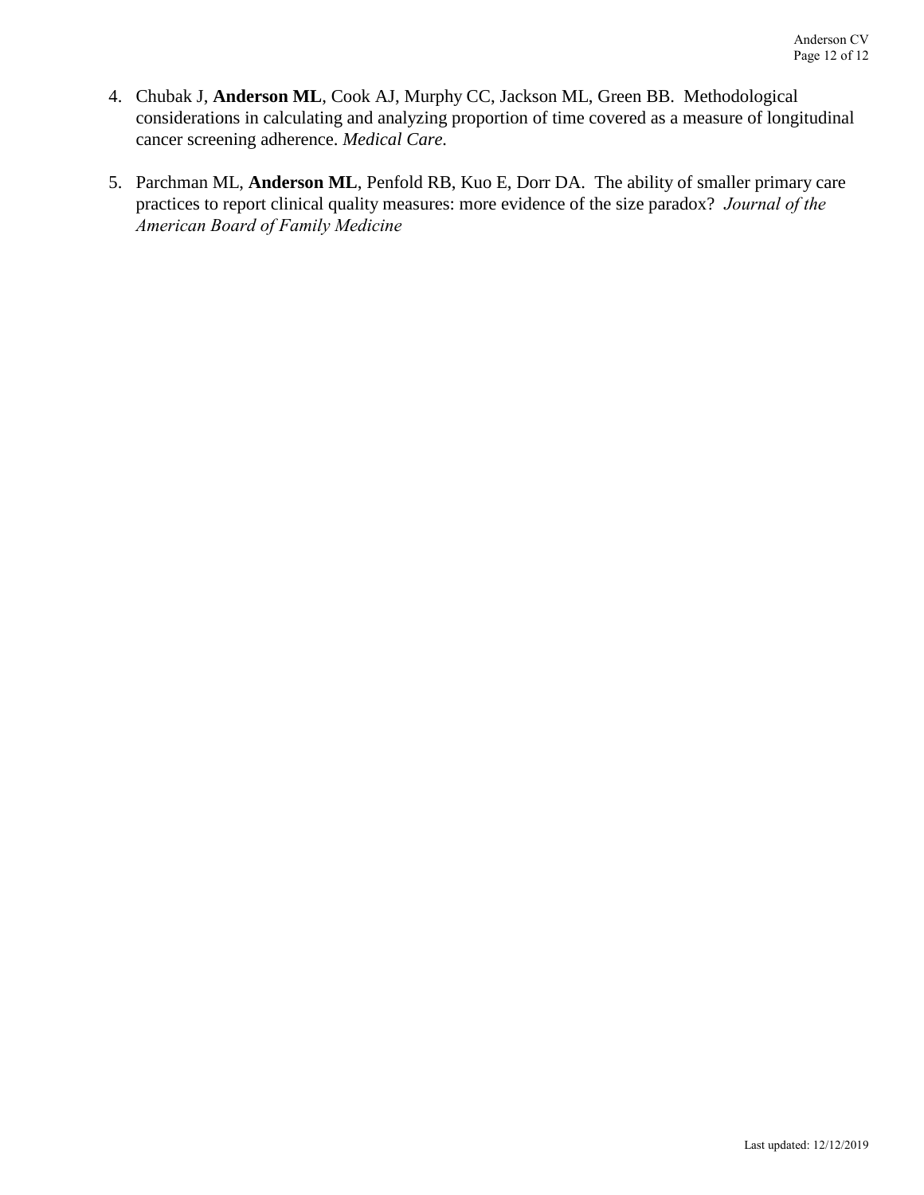4. Chubak J, **Anderson ML**, Cook AJ, Murphy CC, Jackson ML, Green BB. Methodological considerations in calculating and analyzing proportion of time covered as a measure of longitudinal cancer screening adherence. *Medical Care.*

5. Parchman ML, **Anderson ML**, Penfold RB, Kuo E, Dorr DA. The ability of smaller primary care practices to report clinical quality measures: more evidence of the size paradox? *Journal of the American Board of Family Medicine*

Last updated: 12/12/2019